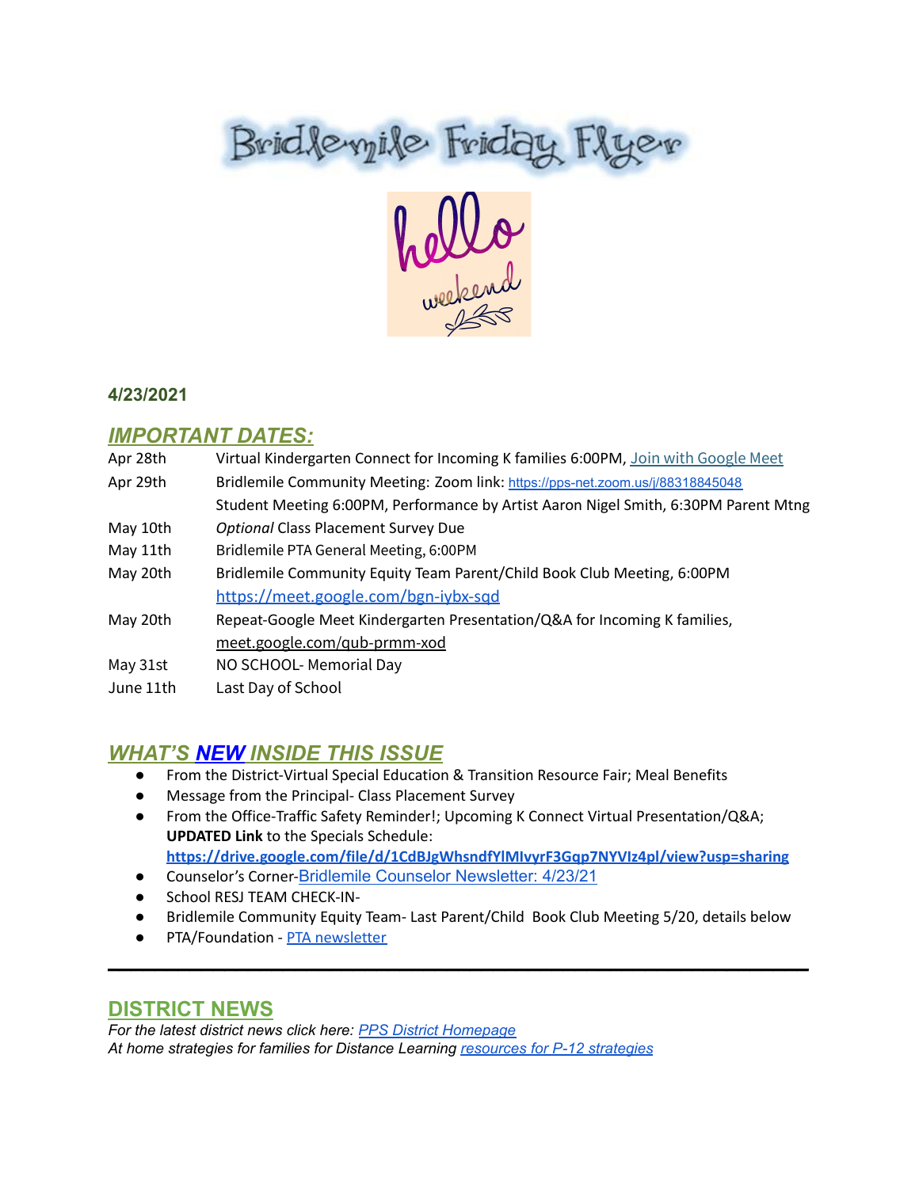# Bridlemile Friday Flyer

**4/23/2021**

## *IMPORTANT DATES:*

| | |
|---|---|
| Apr 28th | Virtual Kindergarten Connect for Incoming K families 6:00PM, Join with Google Meet |
| Apr 29th | Bridlemile Community Meeting: Zoom link: https://pps-net.zoom.us/j/88318845048 |
| | Student Meeting 6:00PM, Performance by Artist Aaron Nigel Smith, 6:30PM Parent Mtng |
| May 10th | *Optional* Class Placement Survey Due |
| May 11th | Bridlemile PTA General Meeting, 6:00PM |
| May 20th | Bridlemile Community Equity Team Parent/Child Book Club Meeting, 6:00PM https://meet.google.com/bgn-iybx-sqd |
| May 20th | Repeat-Google Meet Kindergarten Presentation/Q&A for Incoming K families, meet.google.com/qub-prmm-xod |
| May 31st | NO SCHOOL- Memorial Day |
| June 11th | Last Day of School |

## *WHAT'S NEW INSIDE THIS ISSUE*

- From the District-Virtual Special Education & Transition Resource Fair; Meal Benefits
- Message from the Principal- Class Placement Survey
- From the Office-Traffic Safety Reminder!; Upcoming K Connect Virtual Presentation/Q&A; **UPDATED Link** to the Specials Schedule: **https://drive.google.com/file/d/1CdBJgWhsndfYlMIvyrF3Gqp7NYVIz4pl/view?usp=sharing**
- Counselor's Corner-Bridlemile Counselor Newsletter: 4/23/21
- School RESJ TEAM CHECK-IN-
- Bridlemile Community Equity Team- Last Parent/Child Book Club Meeting 5/20, details below
- PTA/Foundation - PTA newsletter

---

## DISTRICT NEWS

*For the latest district news click here: PPS District Homepage*
*At home strategies for families for Distance Learning resources for P-12 strategies*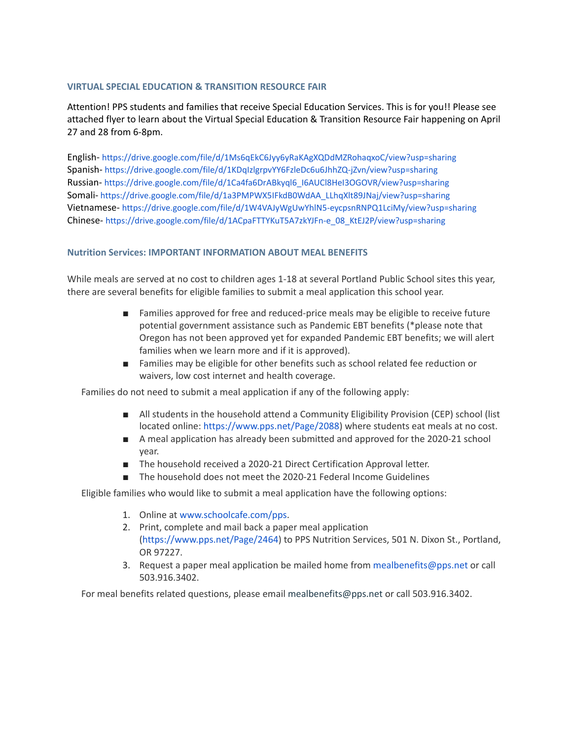### VIRTUAL SPECIAL EDUCATION & TRANSITION RESOURCE FAIR

Attention! PPS students and families that receive Special Education Services. This is for you!! Please see attached flyer to learn about the Virtual Special Education & Transition Resource Fair happening on April 27 and 28 from 6-8pm.

English- https://drive.google.com/file/d/1Ms6qEkC6Jyy6yRaKAgXQDdMZRohaqxoC/view?usp=sharing
Spanish- https://drive.google.com/file/d/1KDqIzlgrpvYY6FzleDc6u6JhhZQ-jZvn/view?usp=sharing
Russian- https://drive.google.com/file/d/1Ca4fa6DrABkyql6_I6AUCl8HeI3OGOVR/view?usp=sharing
Somali- https://drive.google.com/file/d/1a3PMPWX5IFkdB0WdAA_LLhqXlt89JNaj/view?usp=sharing
Vietnamese- https://drive.google.com/file/d/1W4VAJyWgUwYhlN5-eycpsnRNPQ1LciMy/view?usp=sharing
Chinese- https://drive.google.com/file/d/1ACpaFTTYKuT5A7zkYJFn-e_08_KtEJ2P/view?usp=sharing

### Nutrition Services: IMPORTANT INFORMATION ABOUT MEAL BENEFITS

While meals are served at no cost to children ages 1-18 at several Portland Public School sites this year, there are several benefits for eligible families to submit a meal application this school year.

- Families approved for free and reduced-price meals may be eligible to receive future potential government assistance such as Pandemic EBT benefits (*please note that Oregon has not been approved yet for expanded Pandemic EBT benefits; we will alert families when we learn more and if it is approved).
- Families may be eligible for other benefits such as school related fee reduction or waivers, low cost internet and health coverage.

Families do not need to submit a meal application if any of the following apply:

- All students in the household attend a Community Eligibility Provision (CEP) school (list located online: https://www.pps.net/Page/2088) where students eat meals at no cost.
- A meal application has already been submitted and approved for the 2020-21 school year.
- The household received a 2020-21 Direct Certification Approval letter.
- The household does not meet the 2020-21 Federal Income Guidelines

Eligible families who would like to submit a meal application have the following options:

1. Online at www.schoolcafe.com/pps.
2. Print, complete and mail back a paper meal application (https://www.pps.net/Page/2464) to PPS Nutrition Services, 501 N. Dixon St., Portland, OR 97227.
3. Request a paper meal application be mailed home from mealbenefits@pps.net or call 503.916.3402.

For meal benefits related questions, please email mealbenefits@pps.net or call 503.916.3402.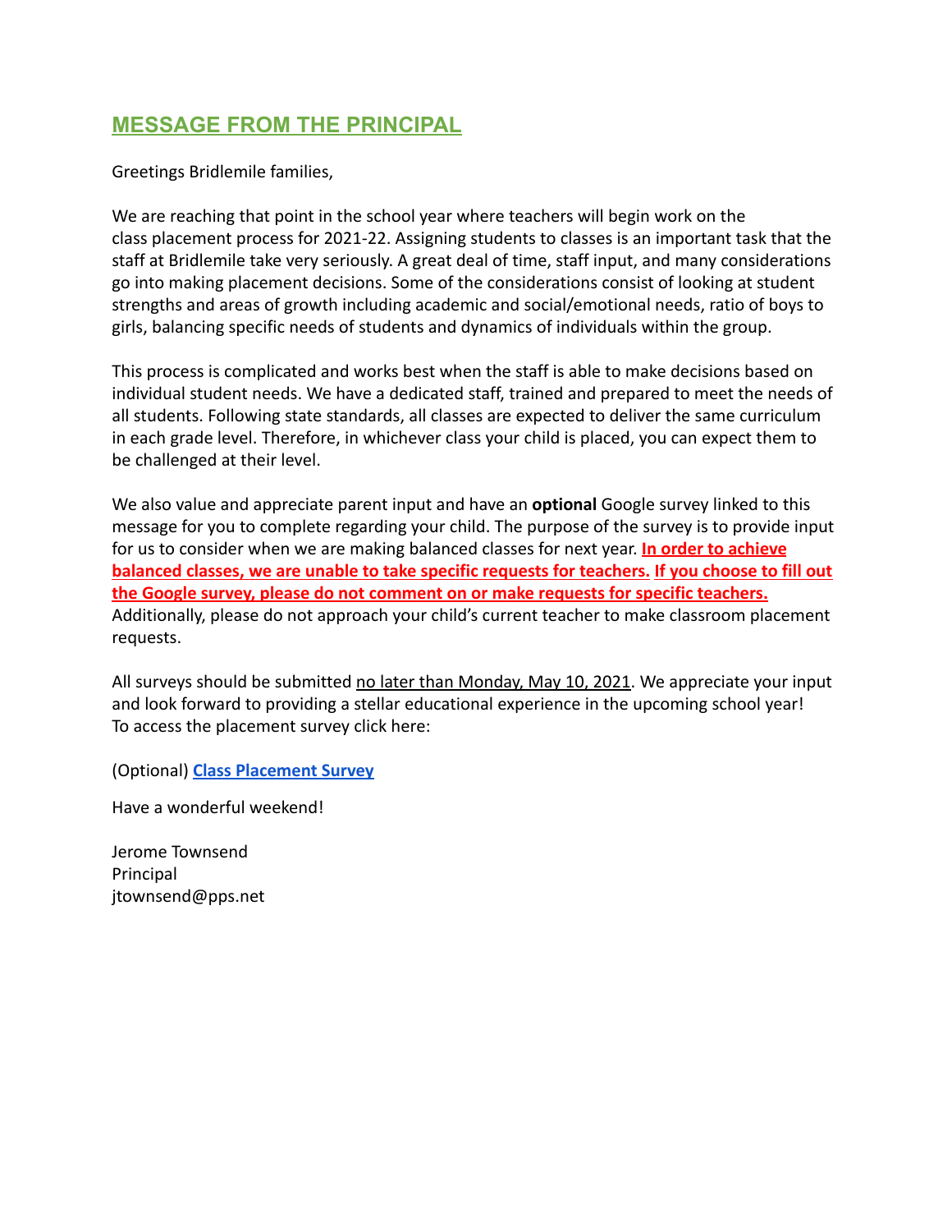## MESSAGE FROM THE PRINCIPAL

Greetings Bridlemile families,

We are reaching that point in the school year where teachers will begin work on the class placement process for 2021-22. Assigning students to classes is an important task that the staff at Bridlemile take very seriously. A great deal of time, staff input, and many considerations go into making placement decisions. Some of the considerations consist of looking at student strengths and areas of growth including academic and social/emotional needs, ratio of boys to girls, balancing specific needs of students and dynamics of individuals within the group.

This process is complicated and works best when the staff is able to make decisions based on individual student needs. We have a dedicated staff, trained and prepared to meet the needs of all students. Following state standards, all classes are expected to deliver the same curriculum in each grade level. Therefore, in whichever class your child is placed, you can expect them to be challenged at their level.

We also value and appreciate parent input and have an **optional** Google survey linked to this message for you to complete regarding your child. The purpose of the survey is to provide input for us to consider when we are making balanced classes for next year. **In order to achieve balanced classes, we are unable to take specific requests for teachers. If you choose to fill out the Google survey, please do not comment on or make requests for specific teachers.** Additionally, please do not approach your child's current teacher to make classroom placement requests.

All surveys should be submitted no later than Monday, May 10, 2021. We appreciate your input and look forward to providing a stellar educational experience in the upcoming school year! To access the placement survey click here:

(Optional) **Class Placement Survey**

Have a wonderful weekend!

Jerome Townsend
Principal
jtownsend@pps.net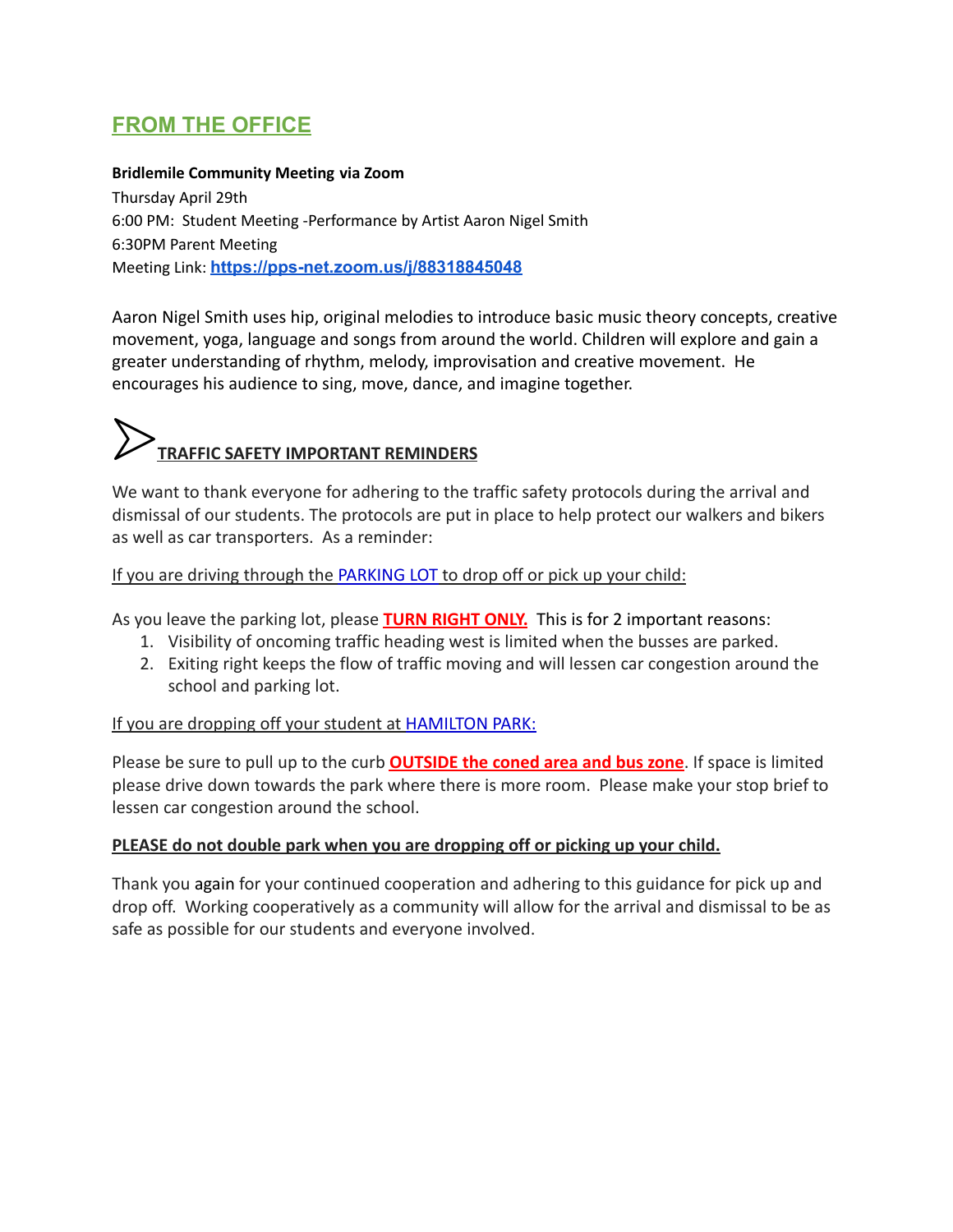## FROM THE OFFICE

**Bridlemile Community Meeting via Zoom**
Thursday April 29th
6:00 PM: Student Meeting -Performance by Artist Aaron Nigel Smith
6:30PM Parent Meeting
Meeting Link: **https://pps-net.zoom.us/j/88318845048**

Aaron Nigel Smith uses hip, original melodies to introduce basic music theory concepts, creative movement, yoga, language and songs from around the world. Children will explore and gain a greater understanding of rhythm, melody, improvisation and creative movement. He encourages his audience to sing, move, dance, and imagine together.

### TRAFFIC SAFETY IMPORTANT REMINDERS

We want to thank everyone for adhering to the traffic safety protocols during the arrival and dismissal of our students. The protocols are put in place to help protect our walkers and bikers as well as car transporters. As a reminder:

If you are driving through the PARKING LOT to drop off or pick up your child:

As you leave the parking lot, please **TURN RIGHT ONLY.** This is for 2 important reasons:

1. Visibility of oncoming traffic heading west is limited when the busses are parked.
2. Exiting right keeps the flow of traffic moving and will lessen car congestion around the school and parking lot.

If you are dropping off your student at HAMILTON PARK:

Please be sure to pull up to the curb **OUTSIDE the coned area and bus zone**. If space is limited please drive down towards the park where there is more room. Please make your stop brief to lessen car congestion around the school.

**PLEASE do not double park when you are dropping off or picking up your child.**

Thank you again for your continued cooperation and adhering to this guidance for pick up and drop off. Working cooperatively as a community will allow for the arrival and dismissal to be as safe as possible for our students and everyone involved.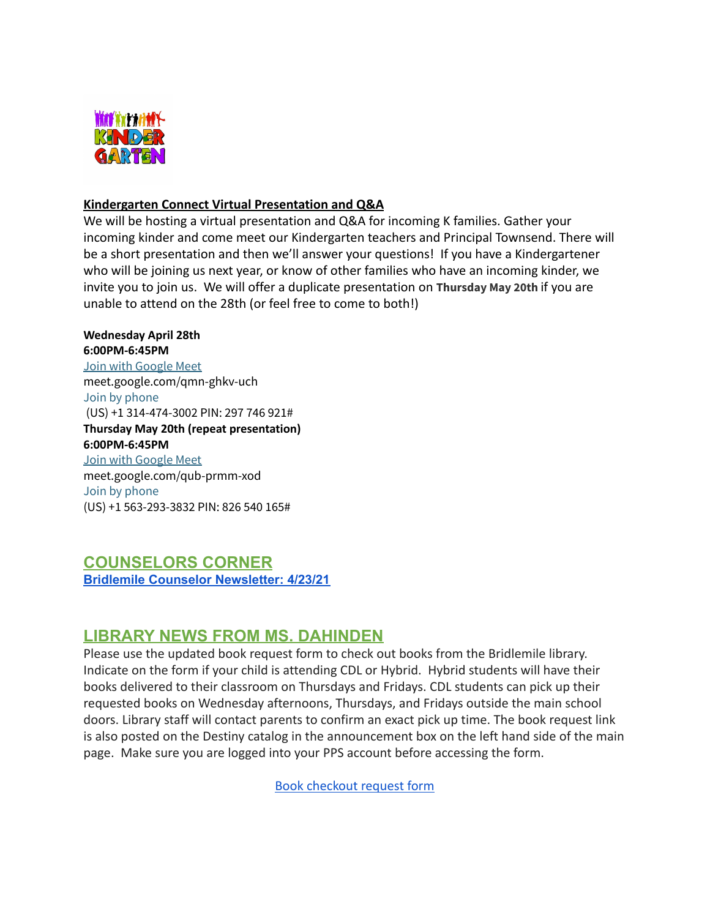**Kindergarten Connect Virtual Presentation and Q&A**

We will be hosting a virtual presentation and Q&A for incoming K families. Gather your incoming kinder and come meet our Kindergarten teachers and Principal Townsend. There will be a short presentation and then we'll answer your questions! If you have a Kindergartener who will be joining us next year, or know of other families who have an incoming kinder, we invite you to join us. We will offer a duplicate presentation on **Thursday May 20th** if you are unable to attend on the 28th (or feel free to come to both!)

**Wednesday April 28th**
**6:00PM-6:45PM**
Join with Google Meet
meet.google.com/qmn-ghkv-uch
Join by phone
(US) +1 314-474-3002 PIN: 297 746 921#
**Thursday May 20th (repeat presentation)**
**6:00PM-6:45PM**
Join with Google Meet
meet.google.com/qub-prmm-xod
Join by phone
(US) +1 563-293-3832 PIN: 826 540 165#

## COUNSELORS CORNER

**Bridlemile Counselor Newsletter: 4/23/21**

## LIBRARY NEWS FROM MS. DAHINDEN

Please use the updated book request form to check out books from the Bridlemile library. Indicate on the form if your child is attending CDL or Hybrid. Hybrid students will have their books delivered to their classroom on Thursdays and Fridays. CDL students can pick up their requested books on Wednesday afternoons, Thursdays, and Fridays outside the main school doors. Library staff will contact parents to confirm an exact pick up time. The book request link is also posted on the Destiny catalog in the announcement box on the left hand side of the main page. Make sure you are logged into your PPS account before accessing the form.

Book checkout request form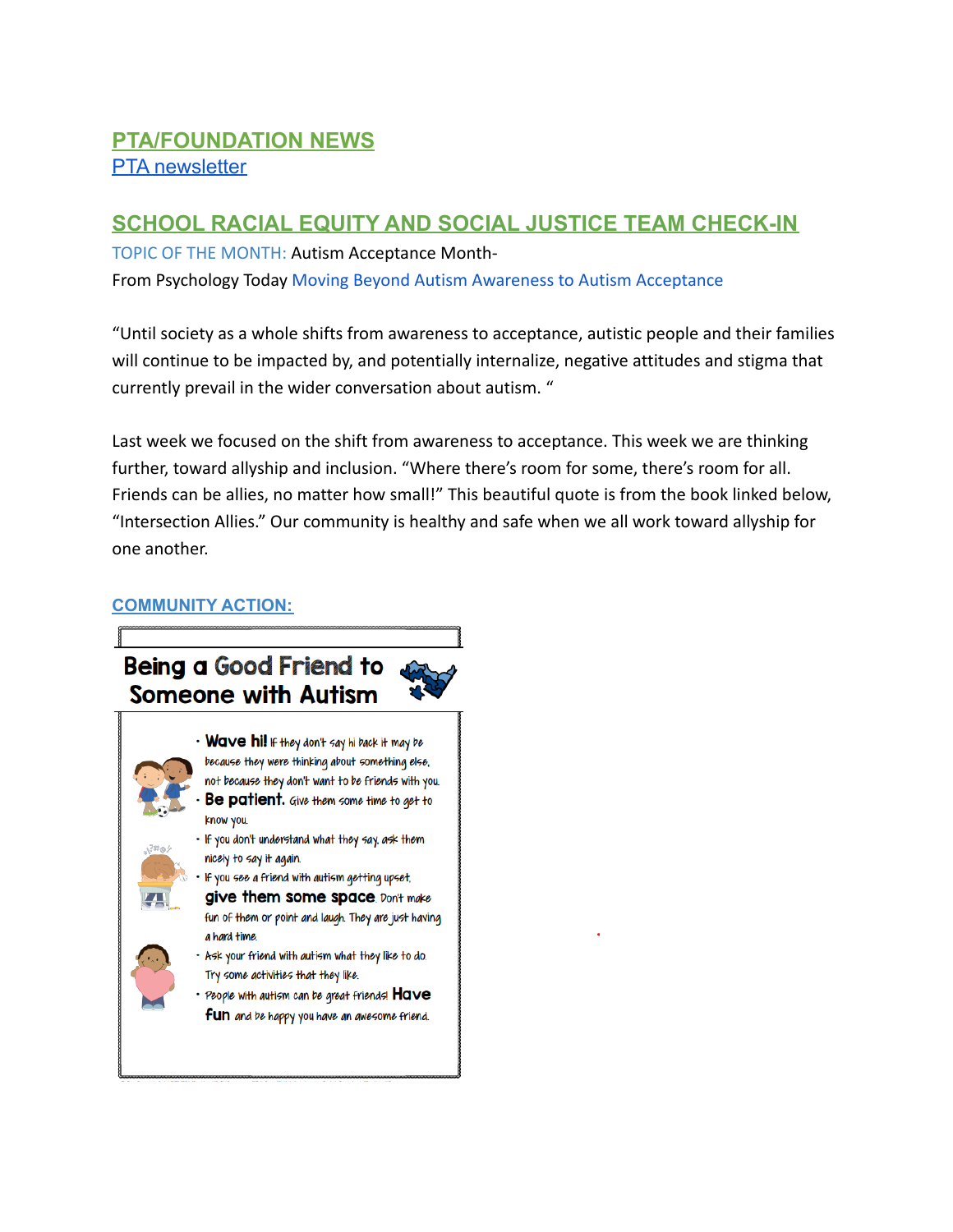## PTA/FOUNDATION NEWS

PTA newsletter

## SCHOOL RACIAL EQUITY AND SOCIAL JUSTICE TEAM CHECK-IN

TOPIC OF THE MONTH: Autism Acceptance Month-

From Psychology Today Moving Beyond Autism Awareness to Autism Acceptance

"Until society as a whole shifts from awareness to acceptance, autistic people and their families will continue to be impacted by, and potentially internalize, negative attitudes and stigma that currently prevail in the wider conversation about autism. "

Last week we focused on the shift from awareness to acceptance. This week we are thinking further, toward allyship and inclusion. "Where there's room for some, there's room for all. Friends can be allies, no matter how small!" This beautiful quote is from the book linked below, "Intersection Allies." Our community is healthy and safe when we all work toward allyship for one another.

### COMMUNITY ACTION:

**Being a Good Friend to Someone with Autism**

- **Wave hi!** If they don't say hi back it may be because they were thinking about something else, not because they don't want to be friends with you.
- **Be patient.** Give them some time to get to know you.
- If you don't understand what they say, ask them nicely to say it again.
- If you see a friend with autism getting upset, **give them some space**. Don't make fun of them or point and laugh. They are just having a hard time.
- Ask your friend with autism what they like to do. Try some activities that they like.
- People with autism can be great friends! **Have fun** and be happy you have an awesome friend.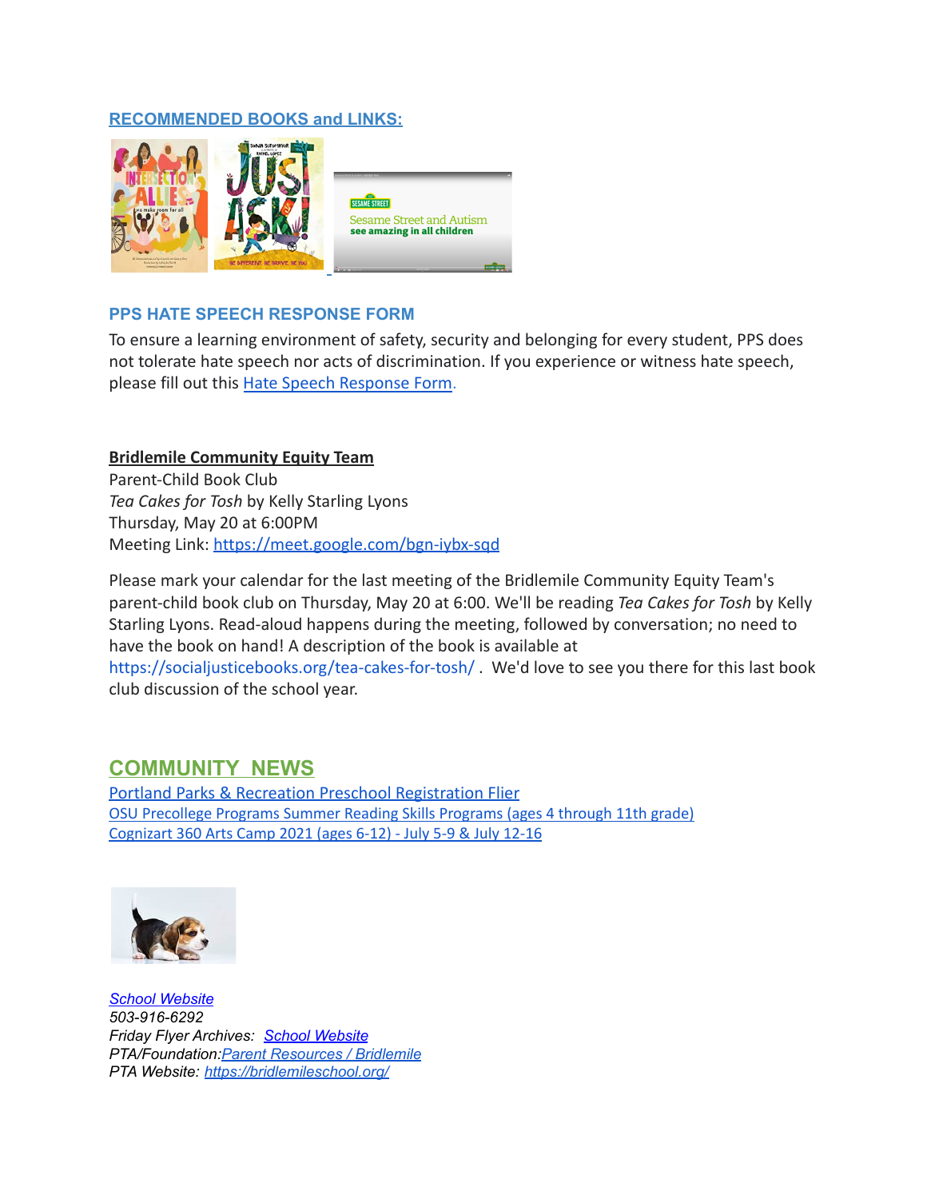## RECOMMENDED BOOKS and LINKS:

## PPS HATE SPEECH RESPONSE FORM

To ensure a learning environment of safety, security and belonging for every student, PPS does not tolerate hate speech nor acts of discrimination. If you experience or witness hate speech, please fill out this Hate Speech Response Form.

**Bridlemile Community Equity Team**
Parent-Child Book Club
*Tea Cakes for Tosh* by Kelly Starling Lyons
Thursday, May 20 at 6:00PM
Meeting Link: https://meet.google.com/bgn-iybx-sqd

Please mark your calendar for the last meeting of the Bridlemile Community Equity Team's parent-child book club on Thursday, May 20 at 6:00. We'll be reading *Tea Cakes for Tosh* by Kelly Starling Lyons. Read-aloud happens during the meeting, followed by conversation; no need to have the book on hand! A description of the book is available at https://socialjusticebooks.org/tea-cakes-for-tosh/ . We'd love to see you there for this last book club discussion of the school year.

## COMMUNITY NEWS

Portland Parks & Recreation Preschool Registration Flier
OSU Precollege Programs Summer Reading Skills Programs (ages 4 through 11th grade)
Cognizart 360 Arts Camp 2021 (ages 6-12) - July 5-9 & July 12-16

*School Website*
*503-916-6292*
*Friday Flyer Archives: School Website*
*PTA/Foundation: Parent Resources / Bridlemile*
*PTA Website: https://bridlemileschool.org/*